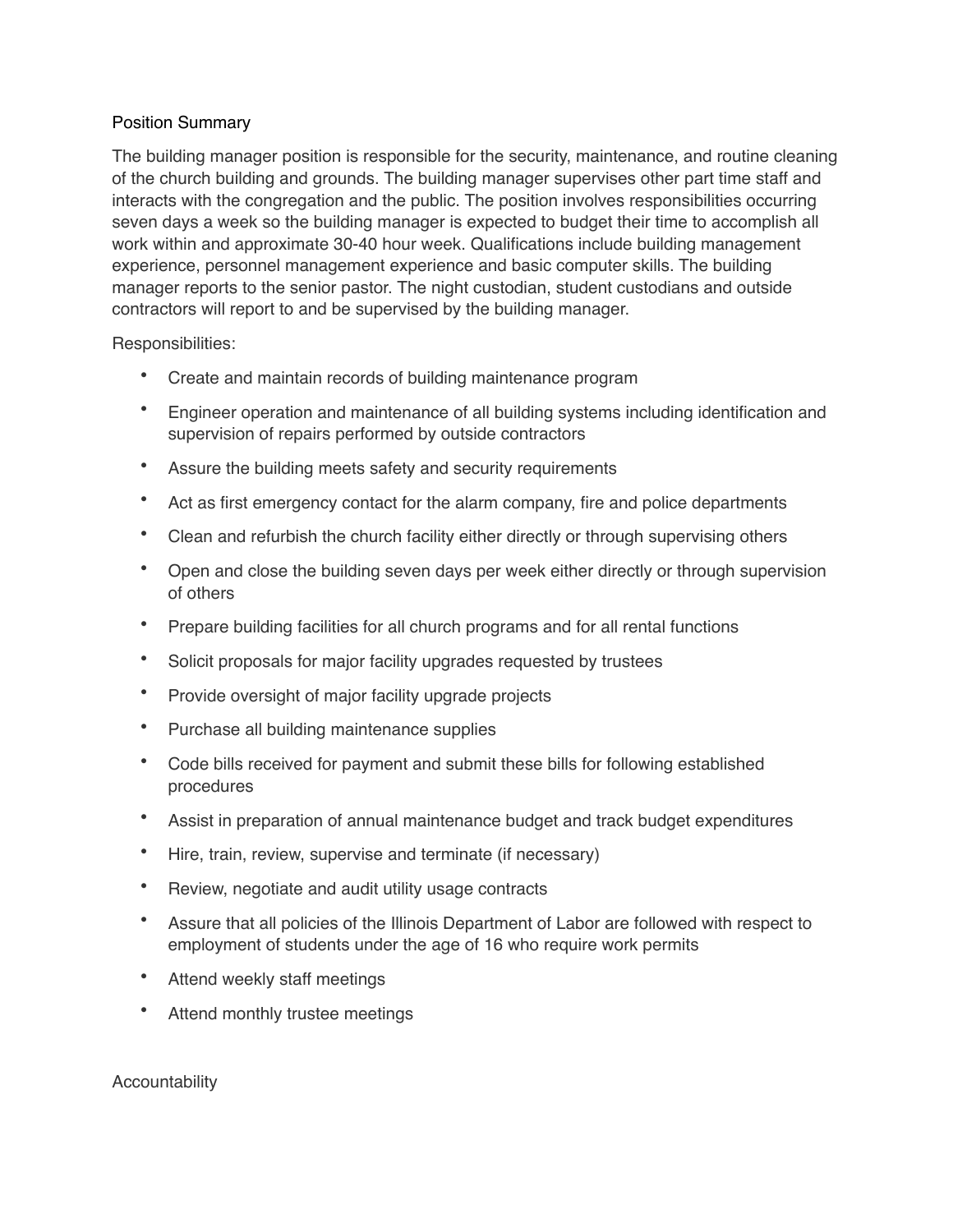## Position Summary

The building manager position is responsible for the security, maintenance, and routine cleaning of the church building and grounds. The building manager supervises other part time staff and interacts with the congregation and the public. The position involves responsibilities occurring seven days a week so the building manager is expected to budget their time to accomplish all work within and approximate 30-40 hour week. Qualifications include building management experience, personnel management experience and basic computer skills. The building manager reports to the senior pastor. The night custodian, student custodians and outside contractors will report to and be supervised by the building manager.

Responsibilities:

- Create and maintain records of building maintenance program
- Engineer operation and maintenance of all building systems including identification and supervision of repairs performed by outside contractors
- Assure the building meets safety and security requirements
- Act as first emergency contact for the alarm company, fire and police departments
- Clean and refurbish the church facility either directly or through supervising others
- Open and close the building seven days per week either directly or through supervision of others
- Prepare building facilities for all church programs and for all rental functions
- Solicit proposals for major facility upgrades requested by trustees
- Provide oversight of major facility upgrade projects
- Purchase all building maintenance supplies
- Code bills received for payment and submit these bills for following established procedures
- Assist in preparation of annual maintenance budget and track budget expenditures
- Hire, train, review, supervise and terminate (if necessary)
- Review, negotiate and audit utility usage contracts
- Assure that all policies of the Illinois Department of Labor are followed with respect to employment of students under the age of 16 who require work permits
- Attend weekly staff meetings
- Attend monthly trustee meetings

## Accountability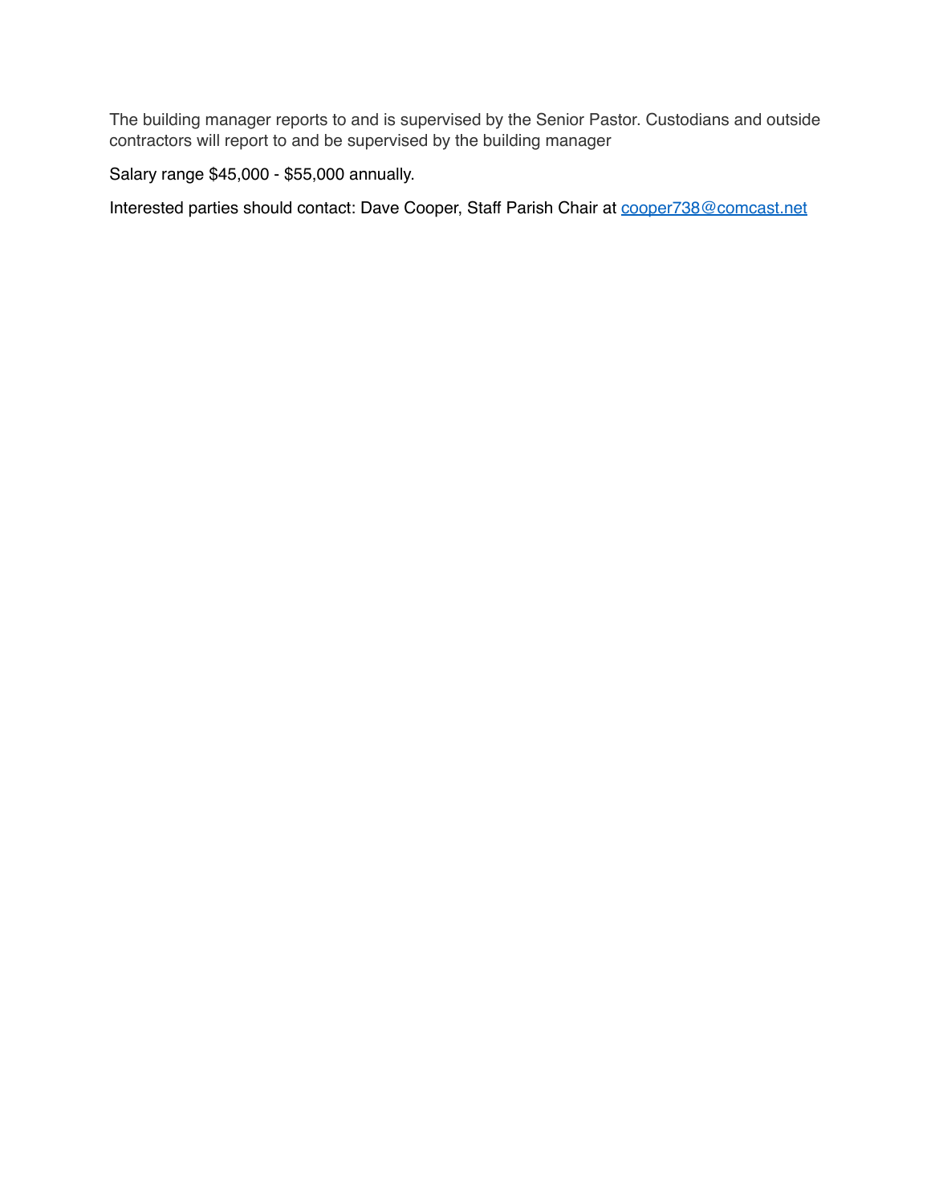The building manager reports to and is supervised by the Senior Pastor. Custodians and outside contractors will report to and be supervised by the building manager

Salary range $45,000 - $55,000 annually.

Interested parties should contact: Dave Cooper, Staff Parish Chair at cooper738@comcast.net